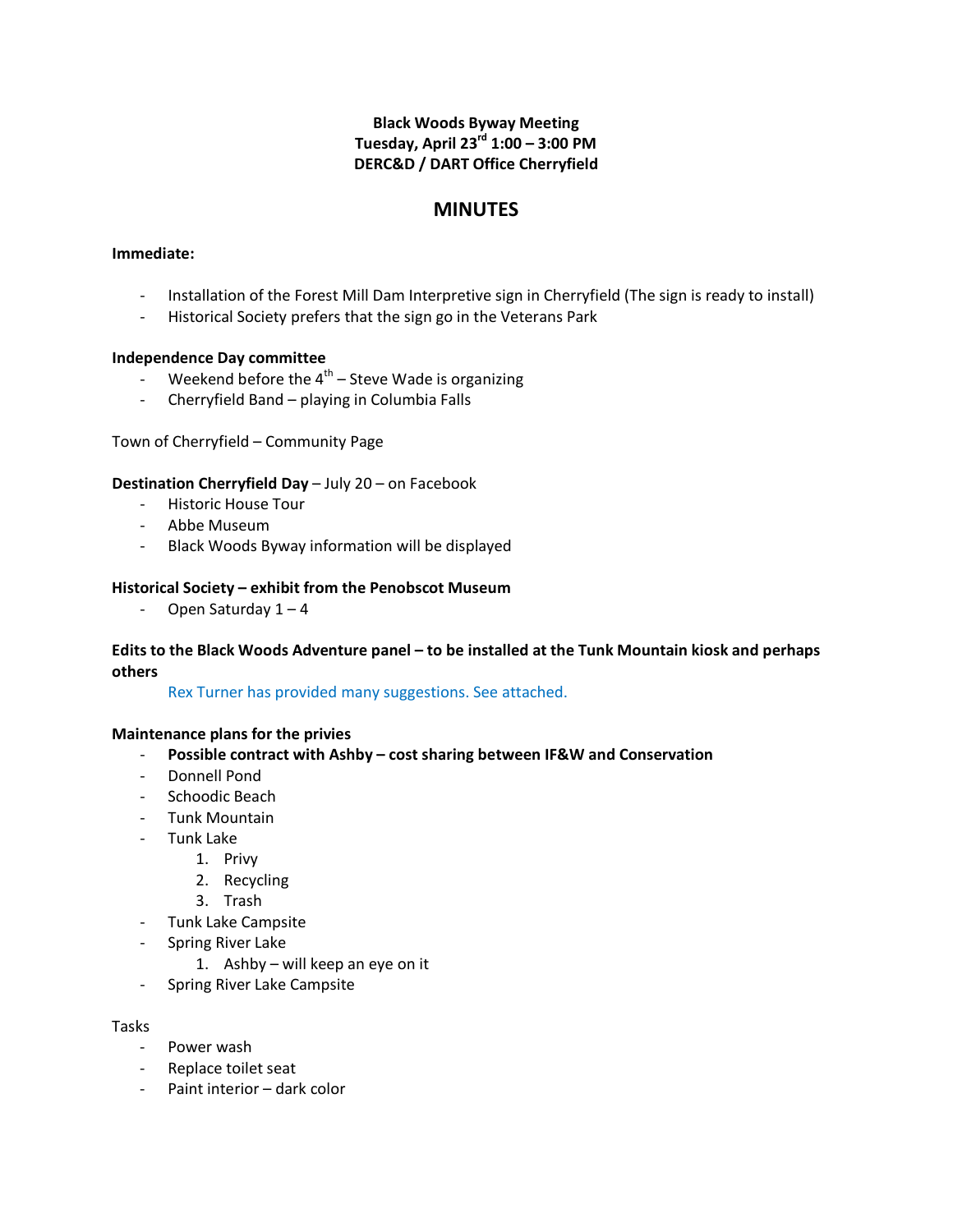**Black Woods Byway Meeting**
**Tuesday, April 23rd 1:00 – 3:00 PM**
**DERC&D / DART Office Cherryfield**

# MINUTES

**Immediate:**

- Installation of the Forest Mill Dam Interpretive sign in Cherryfield (The sign is ready to install)
- Historical Society prefers that the sign go in the Veterans Park

**Independence Day committee**

- Weekend before the 4th – Steve Wade is organizing
- Cherryfield Band – playing in Columbia Falls

Town of Cherryfield – Community Page

**Destination Cherryfield Day** – July 20 – on Facebook

- Historic House Tour
- Abbe Museum
- Black Woods Byway information will be displayed

**Historical Society – exhibit from the Penobscot Museum**

- Open Saturday 1 – 4

**Edits to the Black Woods Adventure panel – to be installed at the Tunk Mountain kiosk and perhaps others**

Rex Turner has provided many suggestions. See attached.

**Maintenance plans for the privies**

- **Possible contract with Ashby – cost sharing between IF&W and Conservation**
- Donnell Pond
- Schoodic Beach
- Tunk Mountain
- Tunk Lake
    1. Privy
    2. Recycling
    3. Trash
- Tunk Lake Campsite
- Spring River Lake
    1. Ashby – will keep an eye on it
- Spring River Lake Campsite

Tasks

- Power wash
- Replace toilet seat
- Paint interior – dark color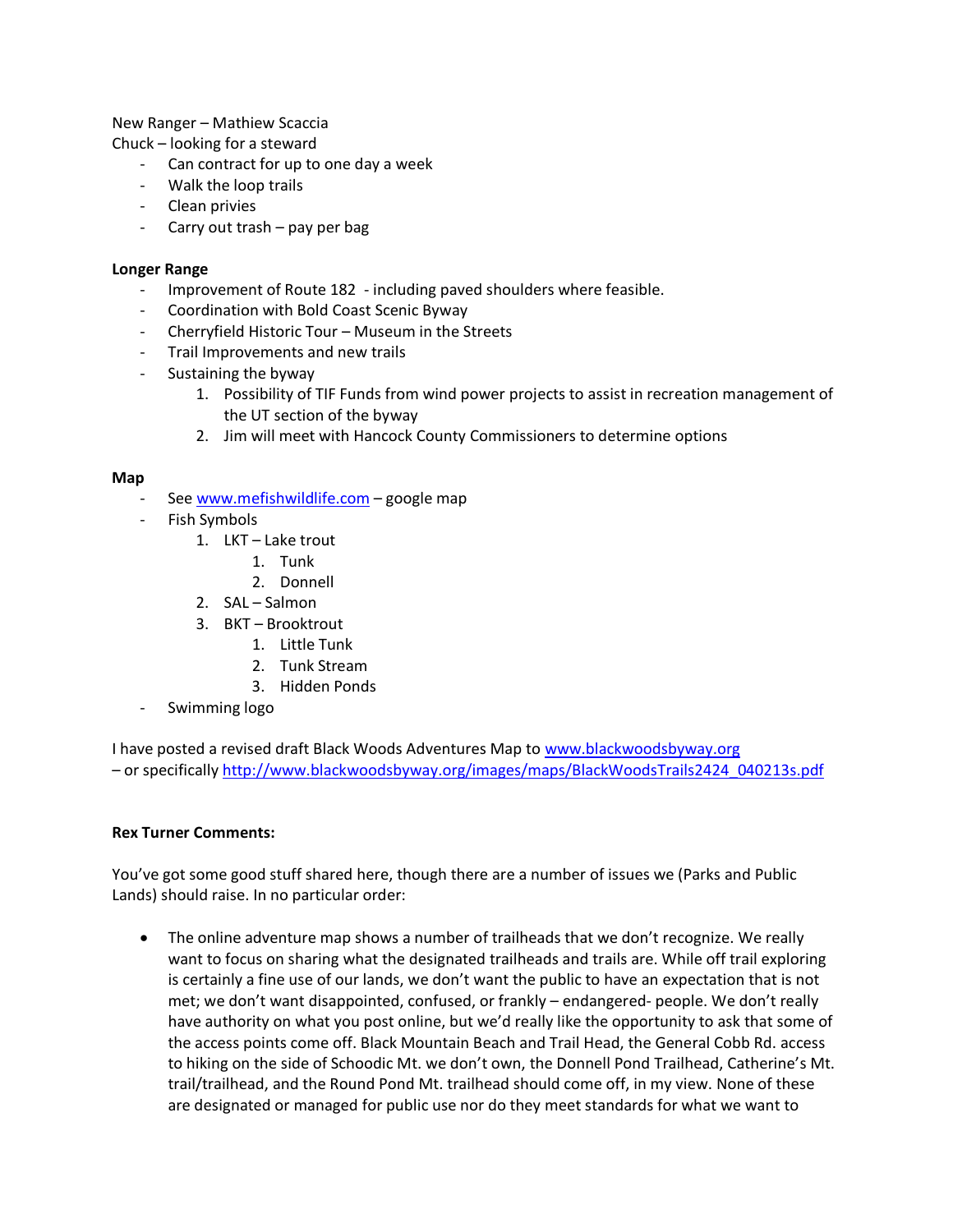New Ranger – Mathiew Scaccia

Chuck – looking for a steward

- Can contract for up to one day a week
- Walk the loop trails
- Clean privies
- Carry out trash – pay per bag

**Longer Range**

- Improvement of Route 182 - including paved shoulders where feasible.
- Coordination with Bold Coast Scenic Byway
- Cherryfield Historic Tour – Museum in the Streets
- Trail Improvements and new trails
- Sustaining the byway
    1. Possibility of TIF Funds from wind power projects to assist in recreation management of the UT section of the byway
    2. Jim will meet with Hancock County Commissioners to determine options

**Map**

- See [www.mefishwildlife.com](www.mefishwildlife.com) – google map
- Fish Symbols
    1. LKT – Lake trout
        1. Tunk
        2. Donnell
    2. SAL – Salmon
    3. BKT – Brooktrout
        1. Little Tunk
        2. Tunk Stream
        3. Hidden Ponds
- Swimming logo

I have posted a revised draft Black Woods Adventures Map to [www.blackwoodsbyway.org](www.blackwoodsbyway.org)
– or specifically [http://www.blackwoodsbyway.org/images/maps/BlackWoodsTrails2424_040213s.pdf](http://www.blackwoodsbyway.org/images/maps/BlackWoodsTrails2424_040213s.pdf)

**Rex Turner Comments:**

You've got some good stuff shared here, though there are a number of issues we (Parks and Public Lands) should raise. In no particular order:

- The online adventure map shows a number of trailheads that we don't recognize. We really want to focus on sharing what the designated trailheads and trails are. While off trail exploring is certainly a fine use of our lands, we don't want the public to have an expectation that is not met; we don't want disappointed, confused, or frankly – endangered- people. We don't really have authority on what you post online, but we'd really like the opportunity to ask that some of the access points come off. Black Mountain Beach and Trail Head, the General Cobb Rd. access to hiking on the side of Schoodic Mt. we don't own, the Donnell Pond Trailhead, Catherine's Mt. trail/trailhead, and the Round Pond Mt. trailhead should come off, in my view. None of these are designated or managed for public use nor do they meet standards for what we want to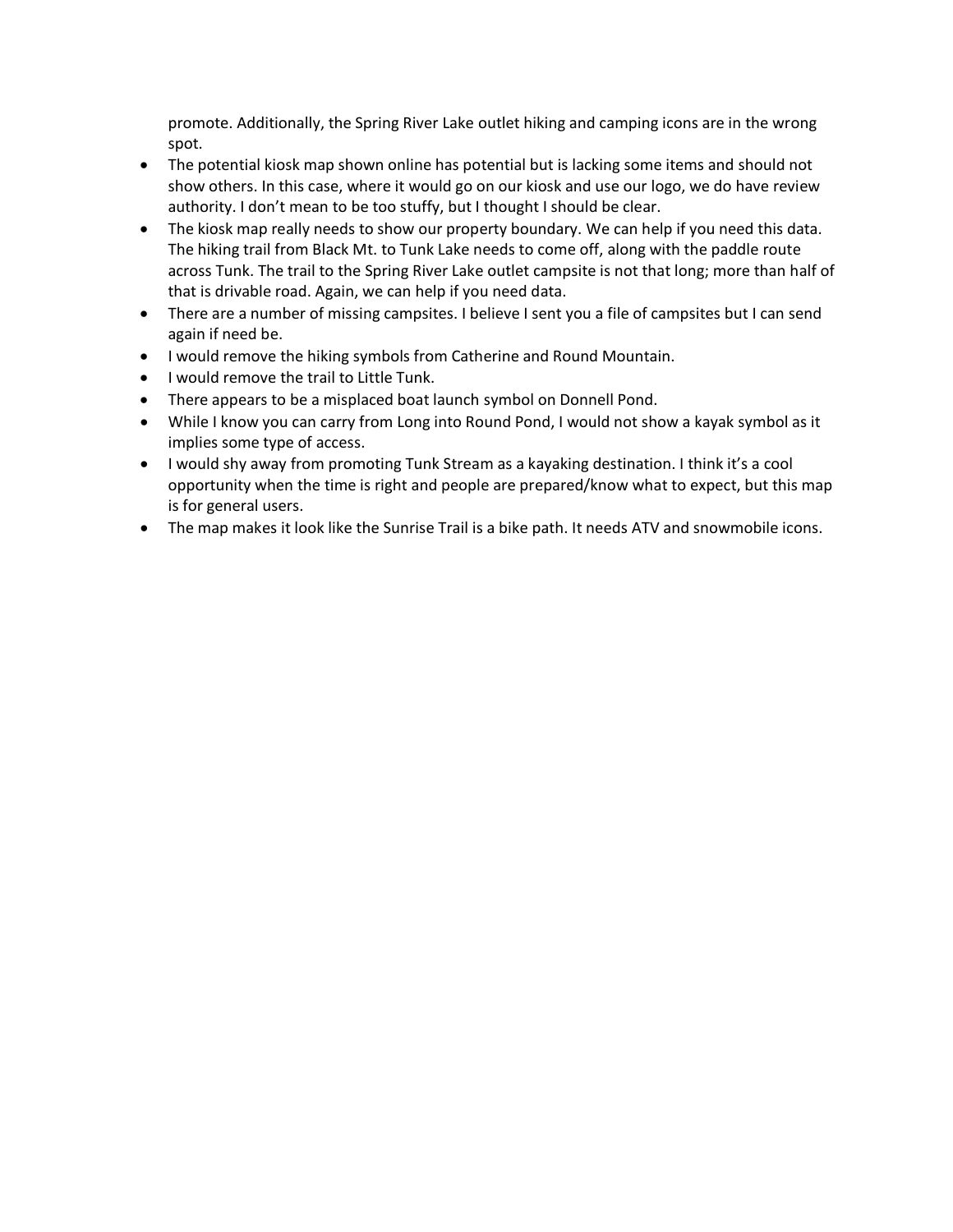promote. Additionally, the Spring River Lake outlet hiking and camping icons are in the wrong spot.

- The potential kiosk map shown online has potential but is lacking some items and should not show others. In this case, where it would go on our kiosk and use our logo, we do have review authority. I don't mean to be too stuffy, but I thought I should be clear.
- The kiosk map really needs to show our property boundary. We can help if you need this data. The hiking trail from Black Mt. to Tunk Lake needs to come off, along with the paddle route across Tunk. The trail to the Spring River Lake outlet campsite is not that long; more than half of that is drivable road. Again, we can help if you need data.
- There are a number of missing campsites. I believe I sent you a file of campsites but I can send again if need be.
- I would remove the hiking symbols from Catherine and Round Mountain.
- I would remove the trail to Little Tunk.
- There appears to be a misplaced boat launch symbol on Donnell Pond.
- While I know you can carry from Long into Round Pond, I would not show a kayak symbol as it implies some type of access.
- I would shy away from promoting Tunk Stream as a kayaking destination. I think it's a cool opportunity when the time is right and people are prepared/know what to expect, but this map is for general users.
- The map makes it look like the Sunrise Trail is a bike path. It needs ATV and snowmobile icons.